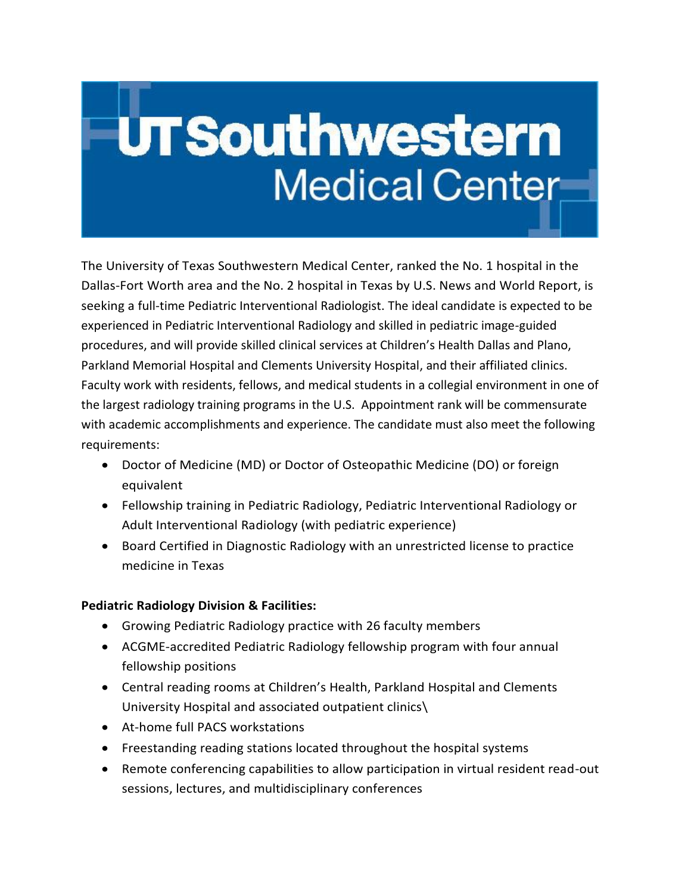# UT Southwestern Medical Center

The University of Texas Southwestern Medical Center, ranked the No. 1 hospital in the Dallas-Fort Worth area and the No. 2 hospital in Texas by U.S. News and World Report, is seeking a full-time Pediatric Interventional Radiologist. The ideal candidate is expected to be experienced in Pediatric Interventional Radiology and skilled in pediatric image-guided procedures, and will provide skilled clinical services at Children's Health Dallas and Plano, Parkland Memorial Hospital and Clements University Hospital, and their affiliated clinics. Faculty work with residents, fellows, and medical students in a collegial environment in one of the largest radiology training programs in the U.S. Appointment rank will be commensurate with academic accomplishments and experience. The candidate must also meet the following requirements:

- Doctor of Medicine (MD) or Doctor of Osteopathic Medicine (DO) or foreign equivalent
- Fellowship training in Pediatric Radiology, Pediatric Interventional Radiology or Adult Interventional Radiology (with pediatric experience)
- Board Certified in Diagnostic Radiology with an unrestricted license to practice medicine in Texas

**Pediatric Radiology Division & Facilities:**

- Growing Pediatric Radiology practice with 26 faculty members
- ACGME-accredited Pediatric Radiology fellowship program with four annual fellowship positions
- Central reading rooms at Children's Health, Parkland Hospital and Clements University Hospital and associated outpatient clinics\
- At-home full PACS workstations
- Freestanding reading stations located throughout the hospital systems
- Remote conferencing capabilities to allow participation in virtual resident read-out sessions, lectures, and multidisciplinary conferences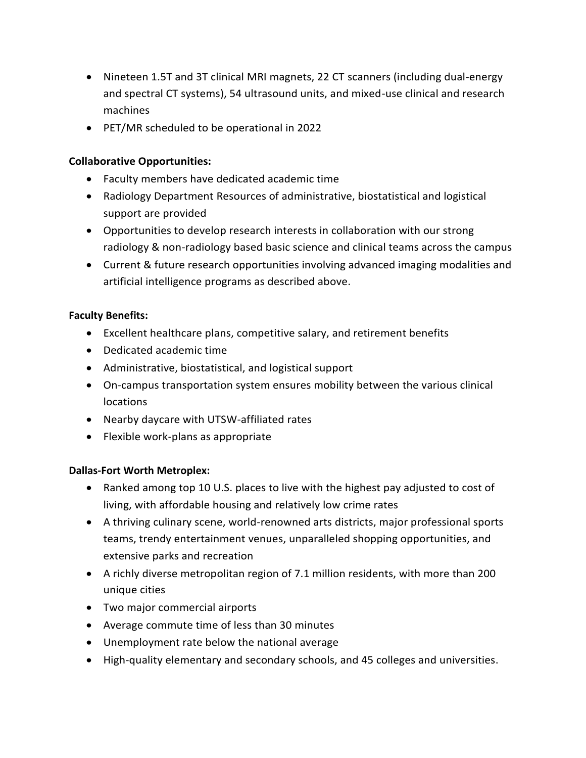- Nineteen 1.5T and 3T clinical MRI magnets, 22 CT scanners (including dual-energy and spectral CT systems), 54 ultrasound units, and mixed-use clinical and research machines
- PET/MR scheduled to be operational in 2022

**Collaborative Opportunities:**

- Faculty members have dedicated academic time
- Radiology Department Resources of administrative, biostatistical and logistical support are provided
- Opportunities to develop research interests in collaboration with our strong radiology & non-radiology based basic science and clinical teams across the campus
- Current & future research opportunities involving advanced imaging modalities and artificial intelligence programs as described above.

**Faculty Benefits:**

- Excellent healthcare plans, competitive salary, and retirement benefits
- Dedicated academic time
- Administrative, biostatistical, and logistical support
- On-campus transportation system ensures mobility between the various clinical locations
- Nearby daycare with UTSW-affiliated rates
- Flexible work-plans as appropriate

**Dallas-Fort Worth Metroplex:**

- Ranked among top 10 U.S. places to live with the highest pay adjusted to cost of living, with affordable housing and relatively low crime rates
- A thriving culinary scene, world-renowned arts districts, major professional sports teams, trendy entertainment venues, unparalleled shopping opportunities, and extensive parks and recreation
- A richly diverse metropolitan region of 7.1 million residents, with more than 200 unique cities
- Two major commercial airports
- Average commute time of less than 30 minutes
- Unemployment rate below the national average
- High-quality elementary and secondary schools, and 45 colleges and universities.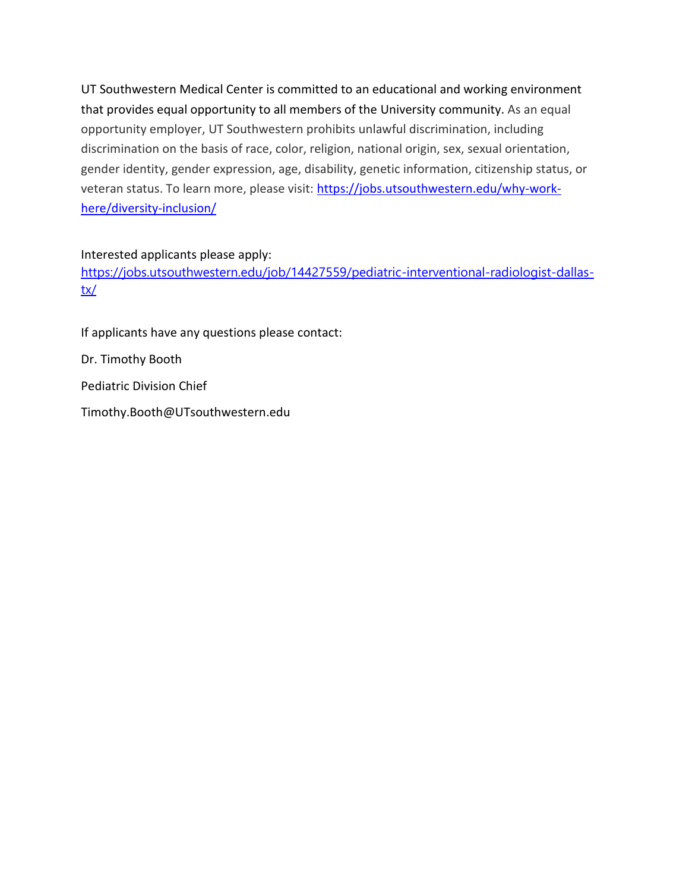UT Southwestern Medical Center is committed to an educational and working environment that provides equal opportunity to all members of the University community. As an equal opportunity employer, UT Southwestern prohibits unlawful discrimination, including discrimination on the basis of race, color, religion, national origin, sex, sexual orientation, gender identity, gender expression, age, disability, genetic information, citizenship status, or veteran status. To learn more, please visit: [https://jobs.utsouthwestern.edu/why-work-here/diversity-inclusion/](https://jobs.utsouthwestern.edu/why-work-here/diversity-inclusion/)

Interested applicants please apply:
[https://jobs.utsouthwestern.edu/job/14427559/pediatric-interventional-radiologist-dallas-tx/](https://jobs.utsouthwestern.edu/job/14427559/pediatric-interventional-radiologist-dallas-tx/)

If applicants have any questions please contact:

Dr. Timothy Booth

Pediatric Division Chief

Timothy.Booth@UTsouthwestern.edu